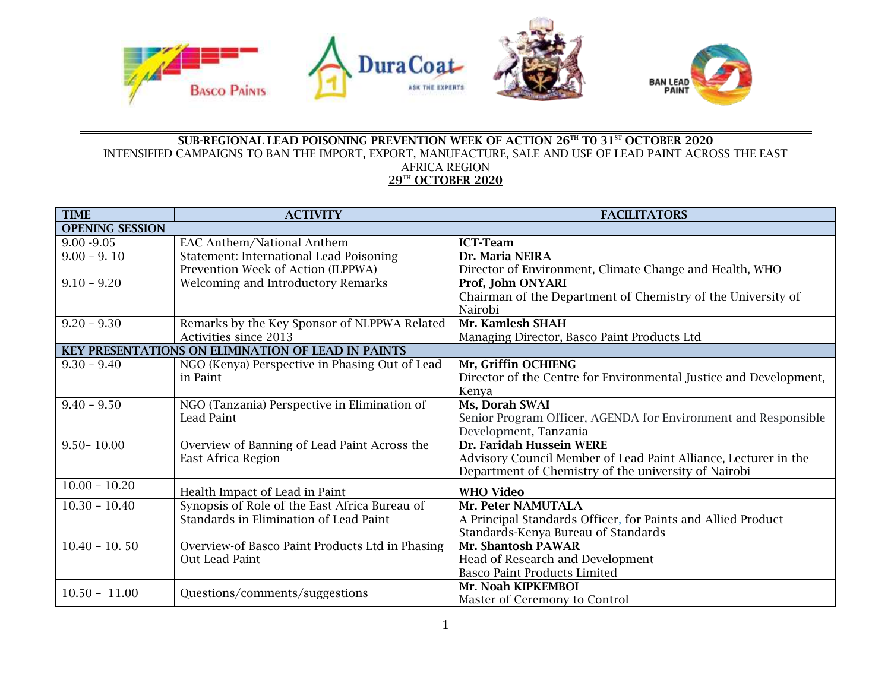**SUB-REGIONAL LEAD POISONING PREVENTION WEEK OF ACTION 26TH T0 31ST OCTOBER 2020**

INTENSIFIED CAMPAIGNS TO BAN THE IMPORT, EXPORT, MANUFACTURE, SALE AND USE OF LEAD PAINT ACROSS THE EAST AFRICA REGION

**29TH OCTOBER 2020**

| TIME | ACTIVITY | FACILITATORS |
|---|---|---|
| **OPENING SESSION** | | |
| 9.00 -9.05 | EAC Anthem/National Anthem | **ICT-Team** |
| 9.00 – 9. 10 | Statement: International Lead Poisoning Prevention Week of Action (ILPPWA) | **Dr. Maria NEIRA**<br>Director of Environment, Climate Change and Health, WHO |
| 9.10 – 9.20 | Welcoming and Introductory Remarks | **Prof, John ONYARI**<br>Chairman of the Department of Chemistry of the University of Nairobi |
| 9.20 – 9.30 | Remarks by the Key Sponsor of NLPPWA Related Activities since 2013 | **Mr. Kamlesh SHAH**<br>Managing Director, Basco Paint Products Ltd |
| **KEY PRESENTATIONS ON ELIMINATION OF LEAD IN PAINTS** | | |
| 9.30 – 9.40 | NGO (Kenya) Perspective in Phasing Out of Lead in Paint | **Mr, Griffin OCHIENG**<br>Director of the Centre for Environmental Justice and Development, Kenya |
| 9.40 – 9.50 | NGO (Tanzania) Perspective in Elimination of Lead Paint | **Ms, Dorah SWAI**<br>Senior Program Officer, AGENDA for Environment and Responsible Development, Tanzania |
| 9.50– 10.00 | Overview of Banning of Lead Paint Across the East Africa Region | **Dr. Faridah Hussein WERE**<br>Advisory Council Member of Lead Paint Alliance, Lecturer in the Department of Chemistry of the university of Nairobi |
| 10.00 – 10.20 | Health Impact of Lead in Paint | **WHO Video** |
| 10.30 – 10.40 | Synopsis of Role of the East Africa Bureau of Standards in Elimination of Lead Paint | **Mr. Peter NAMUTALA**<br>A Principal Standards Officer, for Paints and Allied Product Standards-Kenya Bureau of Standards |
| 10.40 – 10. 50 | Overview-of Basco Paint Products Ltd in Phasing Out Lead Paint | **Mr. Shantosh PAWAR**<br>Head of Research and Development<br>Basco Paint Products Limited |
| 10.50 – 11.00 | Questions/comments/suggestions | **Mr. Noah KIPKEMBOI**<br>Master of Ceremony to Control |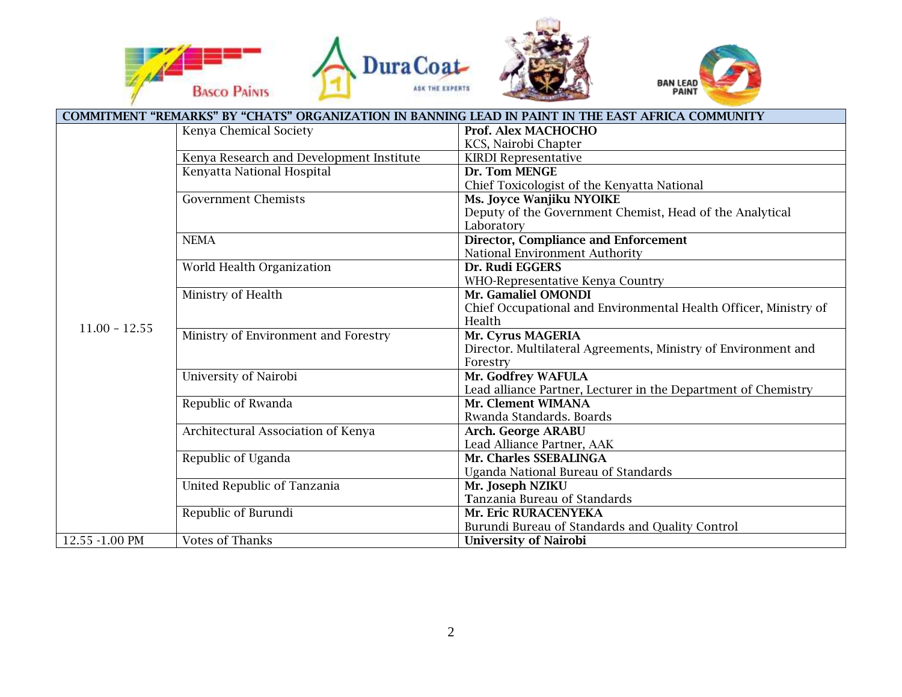| COMMITMENT "REMARKS" BY "CHATS" ORGANIZATION IN BANNING LEAD IN PAINT IN THE EAST AFRICA COMMUNITY | | |
|---|---|---|
| 11.00 – 12.55 | Kenya Chemical Society | **Prof. Alex MACHOCHO**<br>KCS, Nairobi Chapter |
| | Kenya Research and Development Institute | KIRDI Representative |
| | Kenyatta National Hospital | **Dr. Tom MENGE**<br>Chief Toxicologist of the Kenyatta National |
| | Government Chemists | **Ms. Joyce Wanjiku NYOIKE**<br>Deputy of the Government Chemist, Head of the Analytical Laboratory |
| | NEMA | **Director, Compliance and Enforcement**<br>National Environment Authority |
| | World Health Organization | **Dr. Rudi EGGERS**<br>WHO-Representative Kenya Country |
| | Ministry of Health | **Mr. Gamaliel OMONDI**<br>Chief Occupational and Environmental Health Officer, Ministry of Health |
| | Ministry of Environment and Forestry | **Mr. Cyrus MAGERIA**<br>Director. Multilateral Agreements, Ministry of Environment and Forestry |
| | University of Nairobi | **Mr. Godfrey WAFULA**<br>Lead alliance Partner, Lecturer in the Department of Chemistry |
| | Republic of Rwanda | **Mr. Clement WIMANA**<br>Rwanda Standards. Boards |
| | Architectural Association of Kenya | **Arch. George ARABU**<br>Lead Alliance Partner, AAK |
| | Republic of Uganda | **Mr. Charles SSEBALINGA**<br>Uganda National Bureau of Standards |
| | United Republic of Tanzania | **Mr. Joseph NZIKU**<br>Tanzania Bureau of Standards |
| | Republic of Burundi | **Mr. Eric RURACENYEKA**<br>Burundi Bureau of Standards and Quality Control |
| 12.55 -1.00 PM | Votes of Thanks | **University of Nairobi** |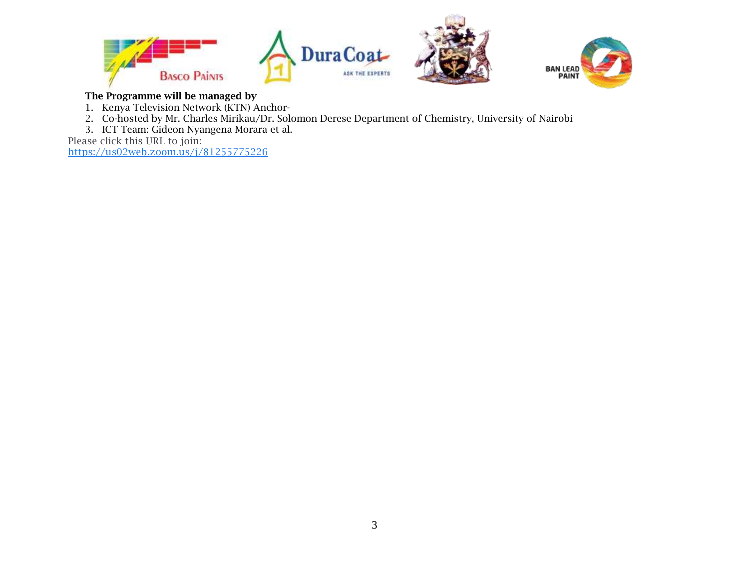**The Programme will be managed by**

1. Kenya Television Network (KTN) Anchor-
2. Co-hosted by Mr. Charles Mirikau/Dr. Solomon Derese Department of Chemistry, University of Nairobi
3. ICT Team: Gideon Nyangena Morara et al.

Please click this URL to join:
https://us02web.zoom.us/j/81255775226